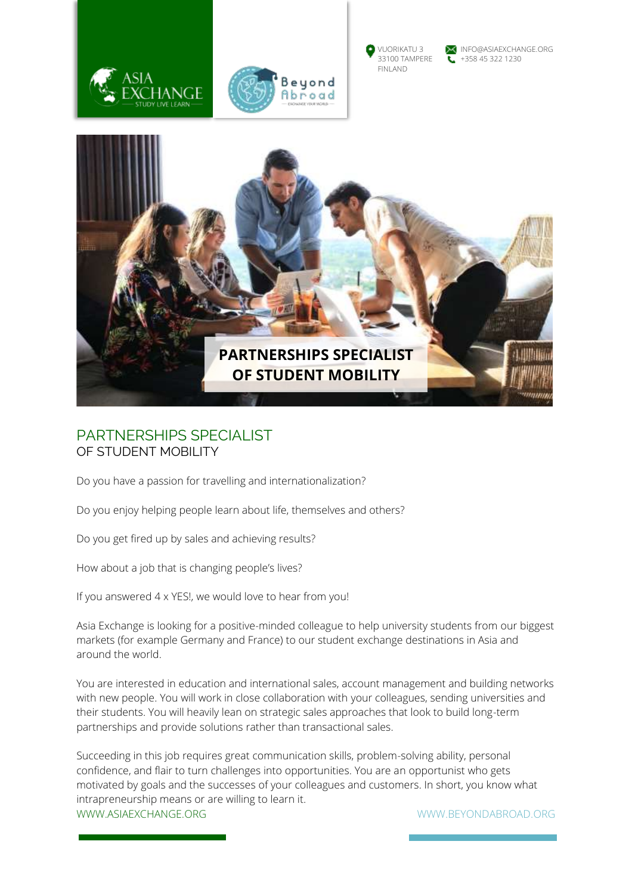VUORIKATU 3
33100 TAMPERE
FINLAND

INFO@ASIAEXCHANGE.ORG
+358 45 322 1230

**PARTNERSHIPS SPECIALIST OF STUDENT MOBILITY**

## PARTNERSHIPS SPECIALIST
OF STUDENT MOBILITY

Do you have a passion for travelling and internationalization?

Do you enjoy helping people learn about life, themselves and others?

Do you get fired up by sales and achieving results?

How about a job that is changing people's lives?

If you answered 4 x YES!, we would love to hear from you!

Asia Exchange is looking for a positive-minded colleague to help university students from our biggest markets (for example Germany and France) to our student exchange destinations in Asia and around the world.

You are interested in education and international sales, account management and building networks with new people. You will work in close collaboration with your colleagues, sending universities and their students. You will heavily lean on strategic sales approaches that look to build long-term partnerships and provide solutions rather than transactional sales.

Succeeding in this job requires great communication skills, problem-solving ability, personal confidence, and flair to turn challenges into opportunities. You are an opportunist who gets motivated by goals and the successes of your colleagues and customers. In short, you know what intrapreneurship means or are willing to learn it.

WWW.ASIAEXCHANGE.ORG WWW.BEYONDABROAD.ORG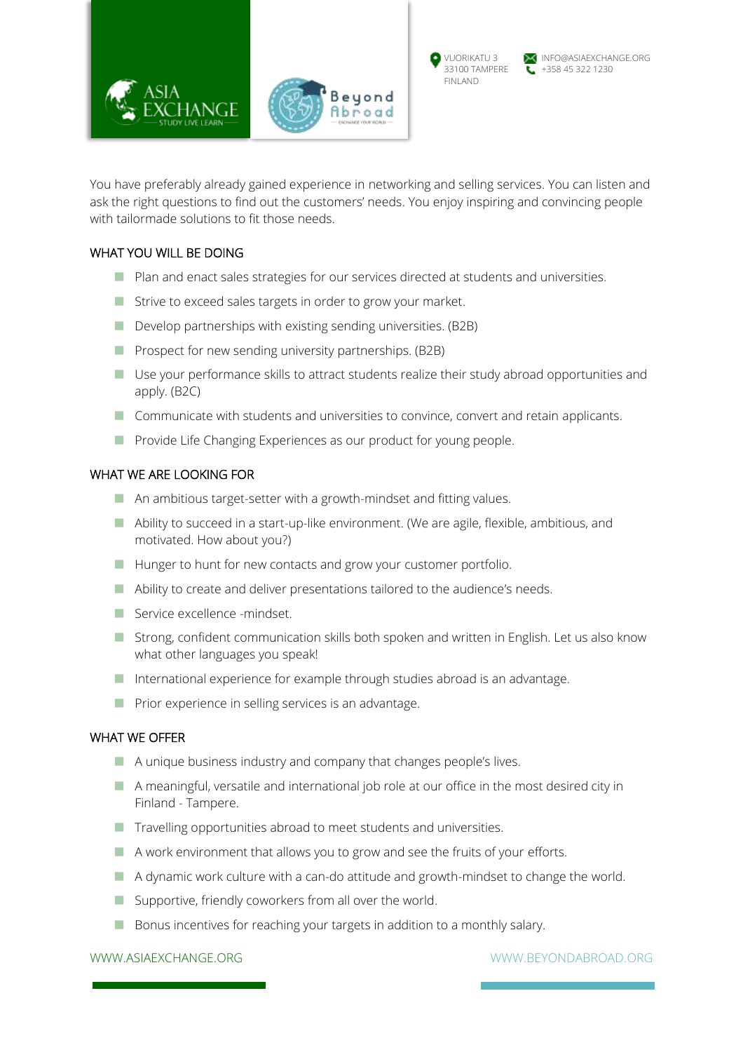You have preferably already gained experience in networking and selling services. You can listen and ask the right questions to find out the customers' needs. You enjoy inspiring and convincing people with tailormade solutions to fit those needs.

## WHAT YOU WILL BE DOING

- Plan and enact sales strategies for our services directed at students and universities.
- Strive to exceed sales targets in order to grow your market.
- Develop partnerships with existing sending universities. (B2B)
- Prospect for new sending university partnerships. (B2B)
- Use your performance skills to attract students realize their study abroad opportunities and apply. (B2C)
- Communicate with students and universities to convince, convert and retain applicants.
- Provide Life Changing Experiences as our product for young people.

## WHAT WE ARE LOOKING FOR

- An ambitious target-setter with a growth-mindset and fitting values.
- Ability to succeed in a start-up-like environment. (We are agile, flexible, ambitious, and motivated. How about you?)
- Hunger to hunt for new contacts and grow your customer portfolio.
- Ability to create and deliver presentations tailored to the audience's needs.
- Service excellence -mindset.
- Strong, confident communication skills both spoken and written in English. Let us also know what other languages you speak!
- International experience for example through studies abroad is an advantage.
- Prior experience in selling services is an advantage.

## WHAT WE OFFER

- A unique business industry and company that changes people's lives.
- A meaningful, versatile and international job role at our office in the most desired city in Finland - Tampere.
- Travelling opportunities abroad to meet students and universities.
- A work environment that allows you to grow and see the fruits of your efforts.
- A dynamic work culture with a can-do attitude and growth-mindset to change the world.
- Supportive, friendly coworkers from all over the world.
- Bonus incentives for reaching your targets in addition to a monthly salary.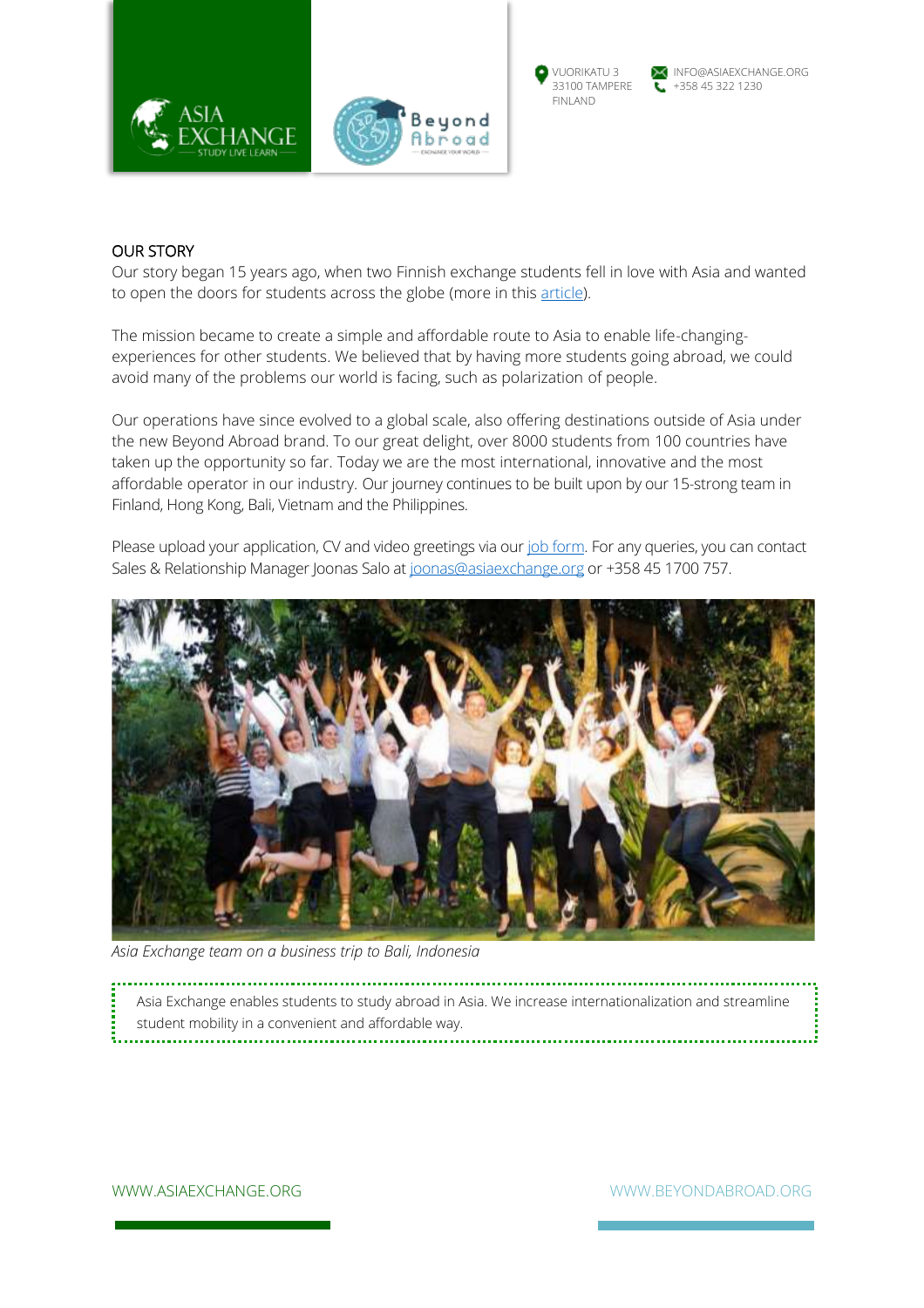## OUR STORY

Our story began 15 years ago, when two Finnish exchange students fell in love with Asia and wanted to open the doors for students across the globe (more in this article).

The mission became to create a simple and affordable route to Asia to enable life-changing-experiences for other students. We believed that by having more students going abroad, we could avoid many of the problems our world is facing, such as polarization of people.

Our operations have since evolved to a global scale, also offering destinations outside of Asia under the new Beyond Abroad brand. To our great delight, over 8000 students from 100 countries have taken up the opportunity so far. Today we are the most international, innovative and the most affordable operator in our industry. Our journey continues to be built upon by our 15-strong team in Finland, Hong Kong, Bali, Vietnam and the Philippines.

Please upload your application, CV and video greetings via our job form. For any queries, you can contact Sales & Relationship Manager Joonas Salo at joonas@asiaexchange.org or +358 45 1700 757.

*Asia Exchange team on a business trip to Bali, Indonesia*

Asia Exchange enables students to study abroad in Asia. We increase internationalization and streamline student mobility in a convenient and affordable way.